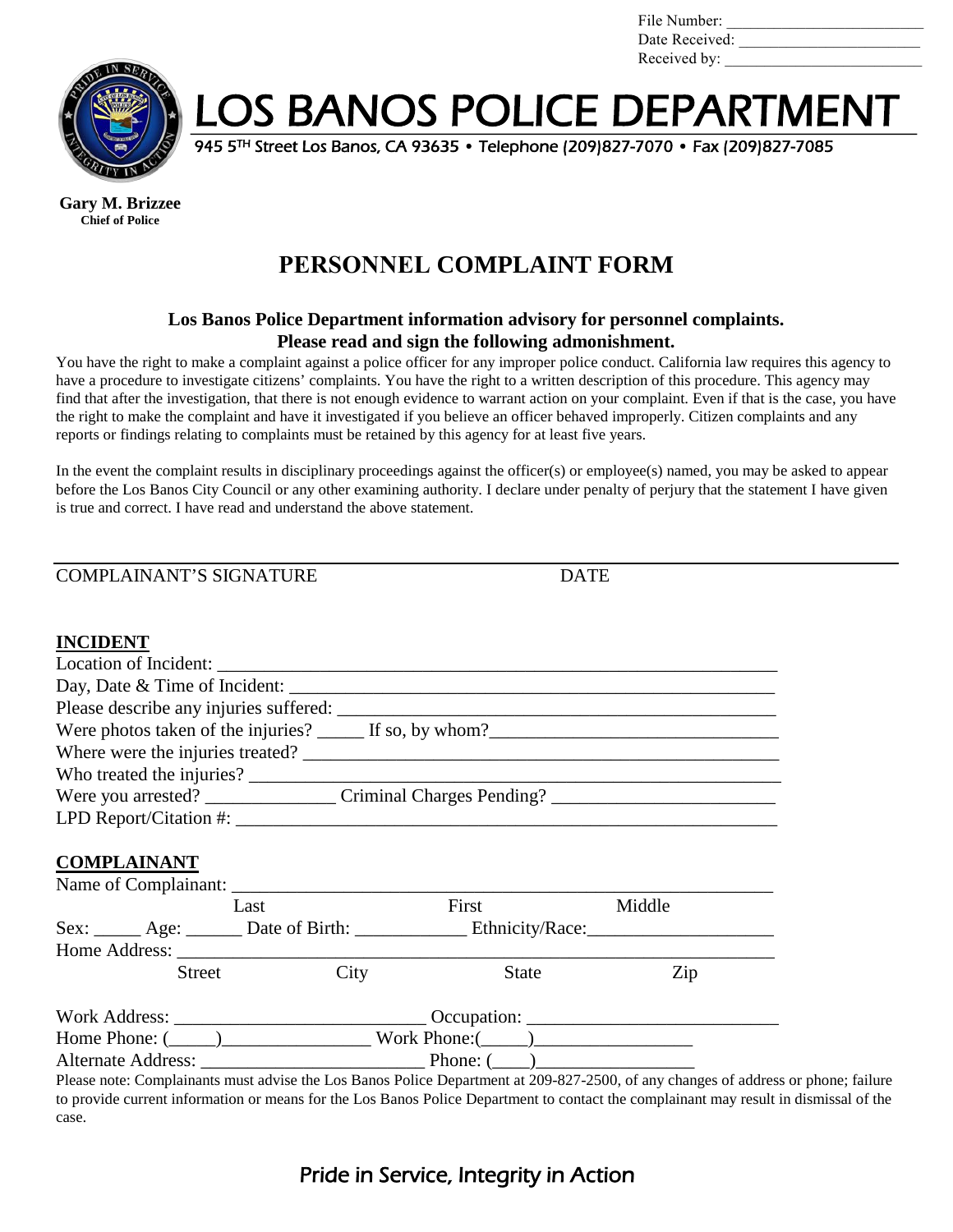File Number: ________________________
Date Received: ________________________
Received by: ________________________

# LOS BANOS POLICE DEPARTMENT

945 5TH Street Los Banos, CA 93635 • Telephone (209)827-7070 • Fax (209)827-7085

**Gary M. Brizzee**
**Chief of Police**

## PERSONNEL COMPLAINT FORM

**Los Banos Police Department information advisory for personnel complaints.**
**Please read and sign the following admonishment.**

You have the right to make a complaint against a police officer for any improper police conduct. California law requires this agency to have a procedure to investigate citizens' complaints. You have the right to a written description of this procedure. This agency may find that after the investigation, that there is not enough evidence to warrant action on your complaint. Even if that is the case, you have the right to make the complaint and have it investigated if you believe an officer behaved improperly. Citizen complaints and any reports or findings relating to complaints must be retained by this agency for at least five years.

In the event the complaint results in disciplinary proceedings against the officer(s) or employee(s) named, you may be asked to appear before the Los Banos City Council or any other examining authority. I declare under penalty of perjury that the statement I have given is true and correct. I have read and understand the above statement.

_______________________________________________________________

COMPLAINANT'S SIGNATURE DATE

**INCIDENT**

Location of Incident: ______________________________________________

Day, Date & Time of Incident: ______________________________________

Please describe any injuries suffered: ________________________________

Were photos taken of the injuries? _____ If so, by whom?_______________

Where were the injuries treated? ___________________________________

Who treated the injuries? _________________________________________

Were you arrested? _____________ Criminal Charges Pending? ________________

LPD Report/Citation #: ____________________________________________

**COMPLAINANT**

Name of Complainant: ______________________________________________
Last First Middle

Sex: _____ Age: ______ Date of Birth: ____________ Ethnicity/Race:___________________

Home Address: _____________________________________________________
Street City State Zip

Work Address: __________________________ Occupation: __________________________

Home Phone: (_____)________________ Work Phone:(_____)________________

Alternate Address: ________________________ Phone: (____)________________

Please note: Complainants must advise the Los Banos Police Department at 209-827-2500, of any changes of address or phone; failure to provide current information or means for the Los Banos Police Department to contact the complainant may result in dismissal of the case.

Pride in Service, Integrity in Action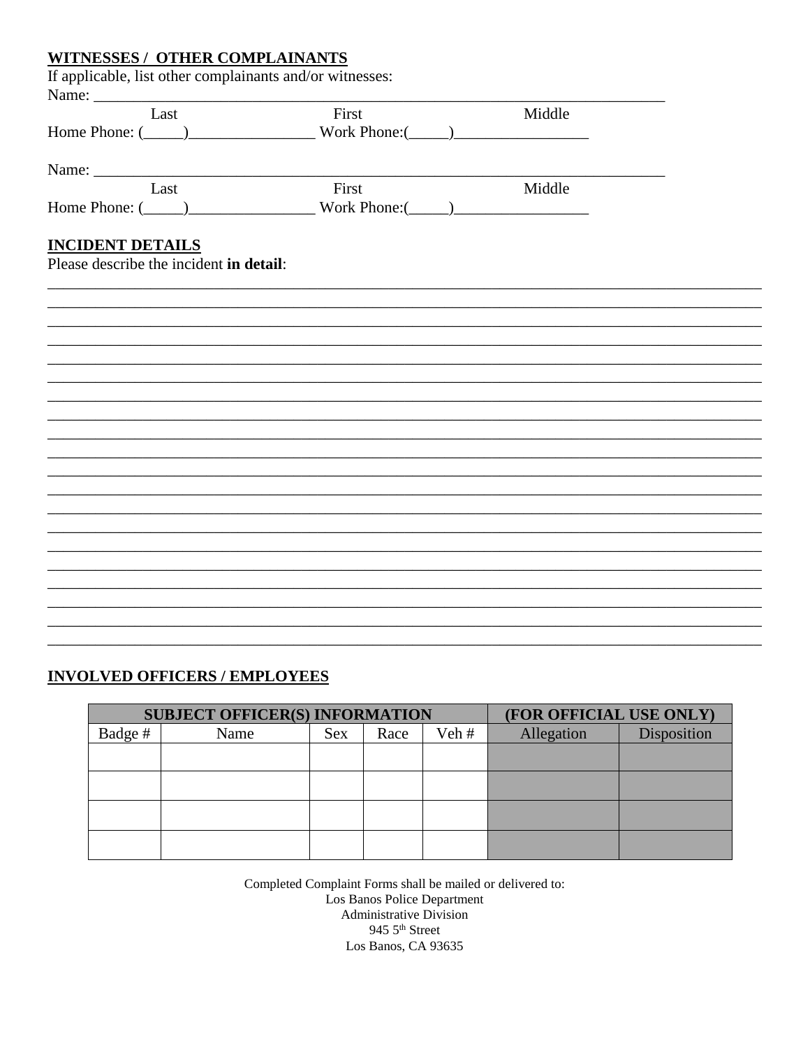**WITNESSES / OTHER COMPLAINANTS**

If applicable, list other complainants and/or witnesses:

Name: ___________________________________________________________________________

Last First Middle

Home Phone: (_____)________________ Work Phone:(_____)_________________

Name: ___________________________________________________________________________

Last First Middle

Home Phone: (_____)________________ Work Phone:(_____)_________________

**INCIDENT DETAILS**

Please describe the incident **in detail**:

______________________________________________________________________________________________
______________________________________________________________________________________________
______________________________________________________________________________________________
______________________________________________________________________________________________
______________________________________________________________________________________________
______________________________________________________________________________________________
______________________________________________________________________________________________
______________________________________________________________________________________________
______________________________________________________________________________________________
______________________________________________________________________________________________
______________________________________________________________________________________________
______________________________________________________________________________________________
______________________________________________________________________________________________
______________________________________________________________________________________________
______________________________________________________________________________________________
______________________________________________________________________________________________
______________________________________________________________________________________________
______________________________________________________________________________________________
______________________________________________________________________________________________
______________________________________________________________________________________________

**INVOLVED OFFICERS / EMPLOYEES**

| SUBJECT OFFICER(S) INFORMATION | | | | | (FOR OFFICIAL USE ONLY) | |
|---|---|---|---|---|---|---|
| Badge # | Name | Sex | Race | Veh # | Allegation | Disposition |
| | | | | | | |
| | | | | | | |
| | | | | | | |
| | | | | | | |

Completed Complaint Forms shall be mailed or delivered to:
Los Banos Police Department
Administrative Division
945 5th Street
Los Banos, CA 93635